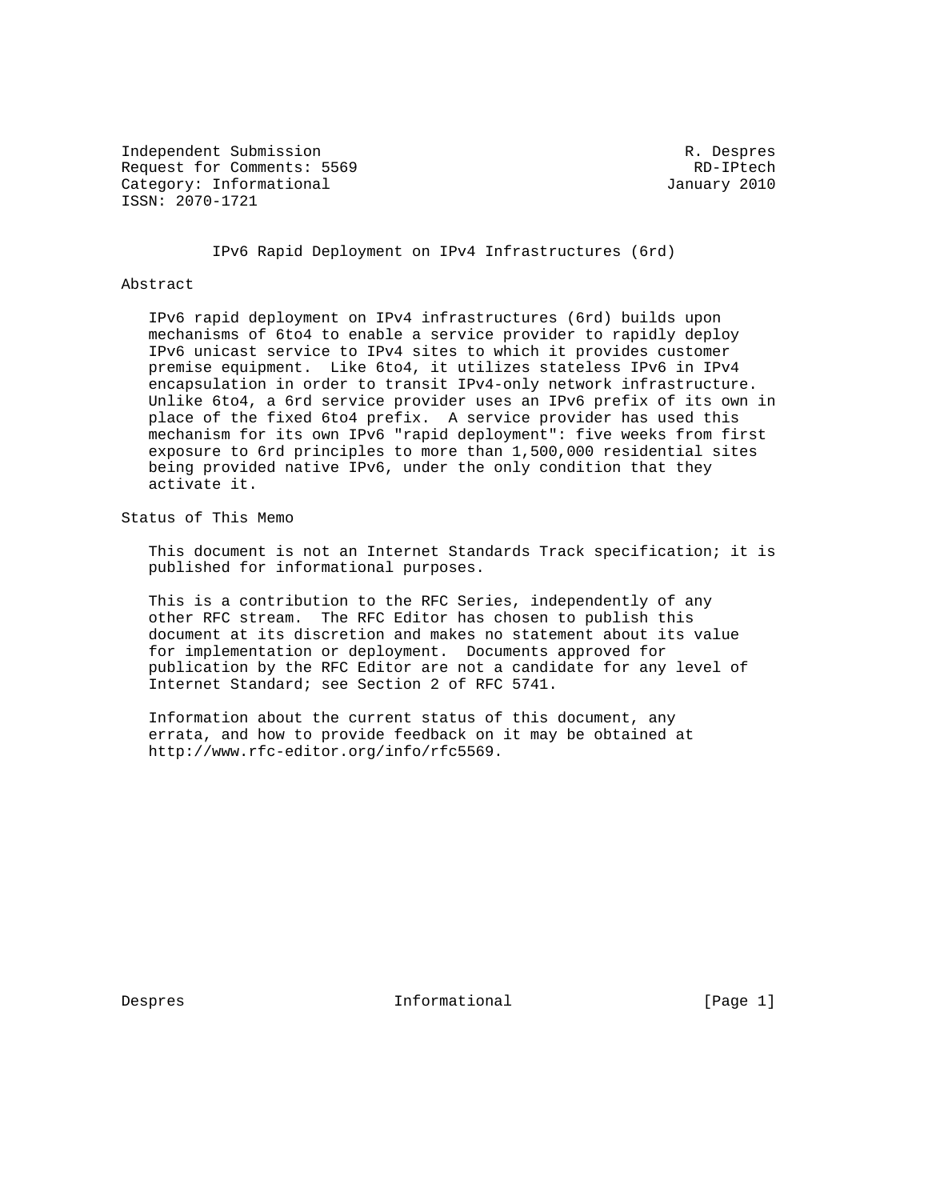Independent Submission R. Despres
Request for Comments: 5569 RD-IPtech
Category: Informational January 2010
ISSN: 2070-1721

# IPv6 Rapid Deployment on IPv4 Infrastructures (6rd)

## Abstract

IPv6 rapid deployment on IPv4 infrastructures (6rd) builds upon mechanisms of 6to4 to enable a service provider to rapidly deploy IPv6 unicast service to IPv4 sites to which it provides customer premise equipment. Like 6to4, it utilizes stateless IPv6 in IPv4 encapsulation in order to transit IPv4-only network infrastructure. Unlike 6to4, a 6rd service provider uses an IPv6 prefix of its own in place of the fixed 6to4 prefix. A service provider has used this mechanism for its own IPv6 "rapid deployment": five weeks from first exposure to 6rd principles to more than 1,500,000 residential sites being provided native IPv6, under the only condition that they activate it.

## Status of This Memo

This document is not an Internet Standards Track specification; it is published for informational purposes.

This is a contribution to the RFC Series, independently of any other RFC stream. The RFC Editor has chosen to publish this document at its discretion and makes no statement about its value for implementation or deployment. Documents approved for publication by the RFC Editor are not a candidate for any level of Internet Standard; see Section 2 of RFC 5741.

Information about the current status of this document, any errata, and how to provide feedback on it may be obtained at http://www.rfc-editor.org/info/rfc5569.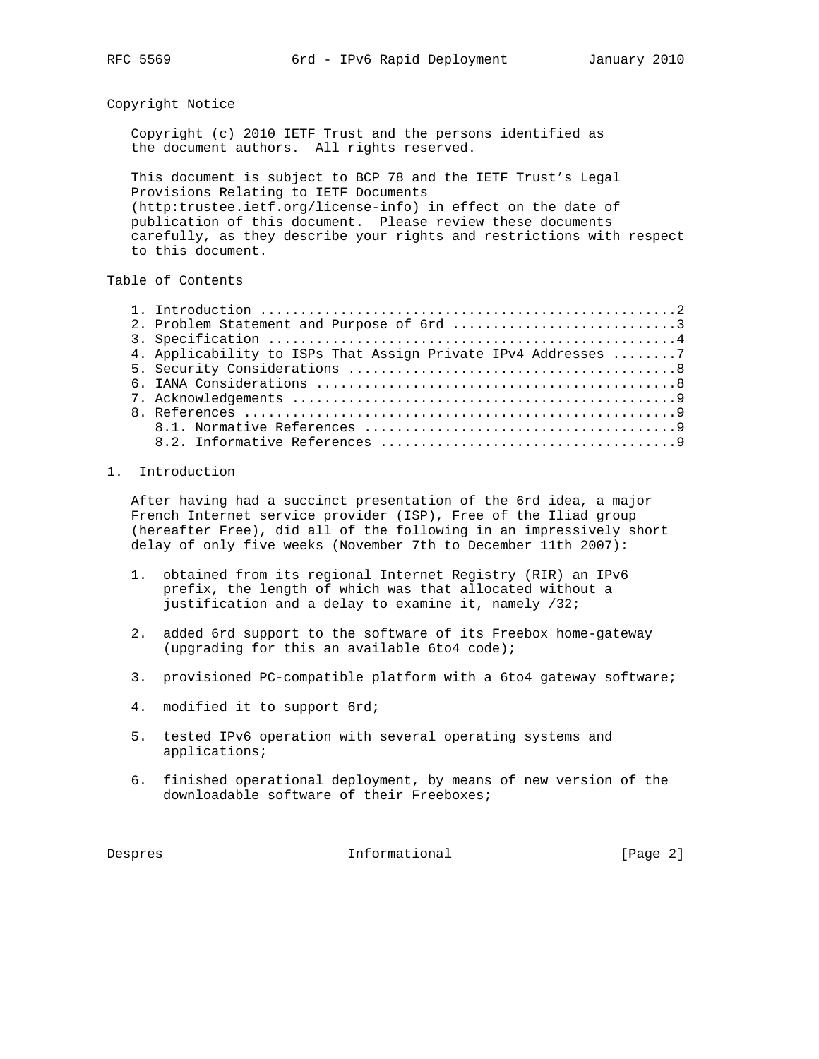## Copyright Notice

Copyright (c) 2010 IETF Trust and the persons identified as the document authors. All rights reserved.

This document is subject to BCP 78 and the IETF Trust's Legal Provisions Relating to IETF Documents (http:trustee.ietf.org/license-info) in effect on the date of publication of this document. Please review these documents carefully, as they describe your rights and restrictions with respect to this document.

## Table of Contents

```
1. Introduction ....................................................2
2. Problem Statement and Purpose of 6rd ............................3
3. Specification ...................................................4
4. Applicability to ISPs That Assign Private IPv4 Addresses ........7
5. Security Considerations .........................................8
6. IANA Considerations .............................................8
7. Acknowledgements ................................................9
8. References ......................................................9
   8.1. Normative References .......................................9
   8.2. Informative References .....................................9
```

## 1. Introduction

After having had a succinct presentation of the 6rd idea, a major French Internet service provider (ISP), Free of the Iliad group (hereafter Free), did all of the following in an impressively short delay of only five weeks (November 7th to December 11th 2007):

1. obtained from its regional Internet Registry (RIR) an IPv6 prefix, the length of which was that allocated without a justification and a delay to examine it, namely /32;
2. added 6rd support to the software of its Freebox home-gateway (upgrading for this an available 6to4 code);
3. provisioned PC-compatible platform with a 6to4 gateway software;
4. modified it to support 6rd;
5. tested IPv6 operation with several operating systems and applications;
6. finished operational deployment, by means of new version of the downloadable software of their Freeboxes;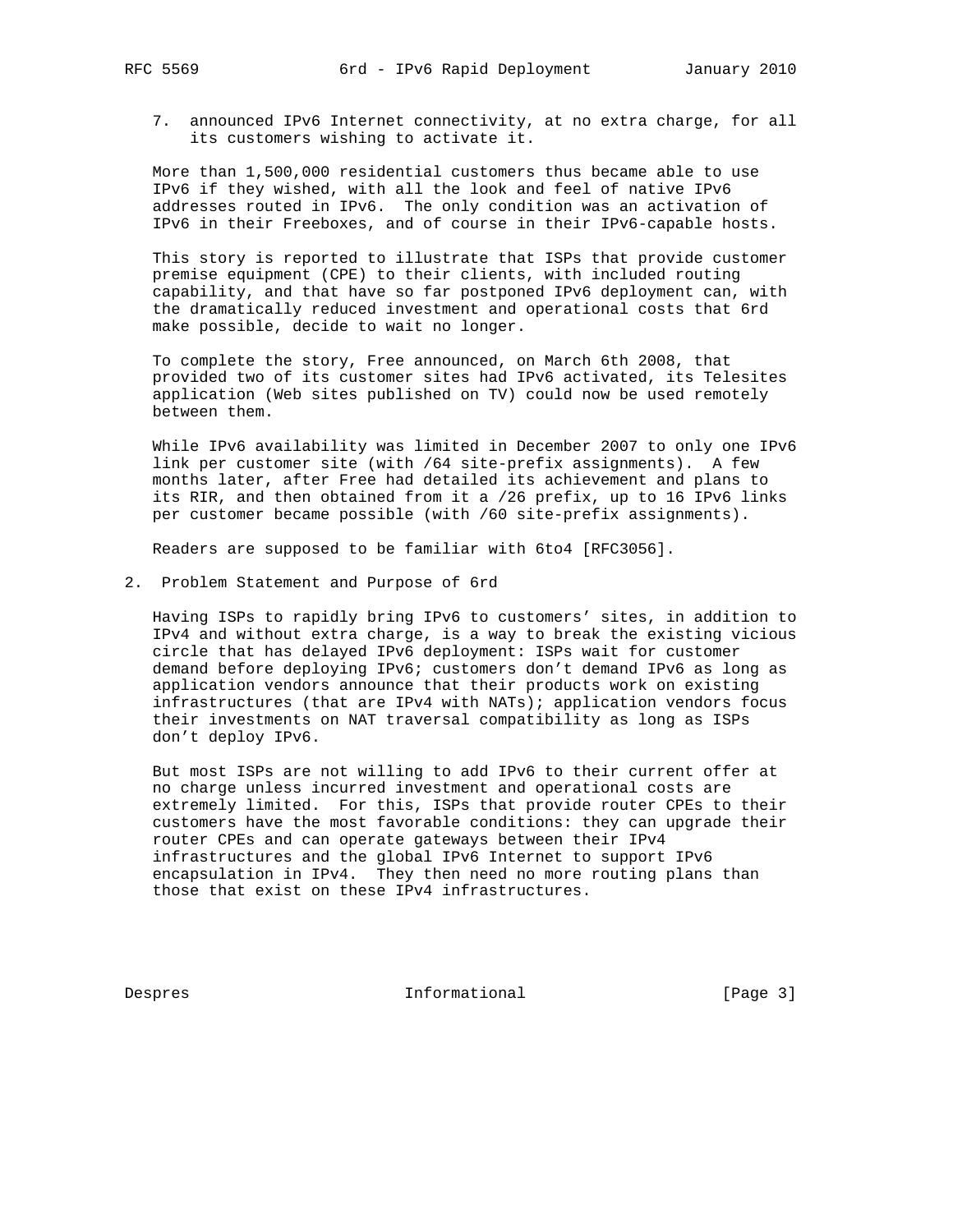7. announced IPv6 Internet connectivity, at no extra charge, for all its customers wishing to activate it.

More than 1,500,000 residential customers thus became able to use IPv6 if they wished, with all the look and feel of native IPv6 addresses routed in IPv6. The only condition was an activation of IPv6 in their Freeboxes, and of course in their IPv6-capable hosts.

This story is reported to illustrate that ISPs that provide customer premise equipment (CPE) to their clients, with included routing capability, and that have so far postponed IPv6 deployment can, with the dramatically reduced investment and operational costs that 6rd make possible, decide to wait no longer.

To complete the story, Free announced, on March 6th 2008, that provided two of its customer sites had IPv6 activated, its Telesites application (Web sites published on TV) could now be used remotely between them.

While IPv6 availability was limited in December 2007 to only one IPv6 link per customer site (with /64 site-prefix assignments). A few months later, after Free had detailed its achievement and plans to its RIR, and then obtained from it a /26 prefix, up to 16 IPv6 links per customer became possible (with /60 site-prefix assignments).

Readers are supposed to be familiar with 6to4 [RFC3056].

## 2. Problem Statement and Purpose of 6rd

Having ISPs to rapidly bring IPv6 to customers' sites, in addition to IPv4 and without extra charge, is a way to break the existing vicious circle that has delayed IPv6 deployment: ISPs wait for customer demand before deploying IPv6; customers don't demand IPv6 as long as application vendors announce that their products work on existing infrastructures (that are IPv4 with NATs); application vendors focus their investments on NAT traversal compatibility as long as ISPs don't deploy IPv6.

But most ISPs are not willing to add IPv6 to their current offer at no charge unless incurred investment and operational costs are extremely limited. For this, ISPs that provide router CPEs to their customers have the most favorable conditions: they can upgrade their router CPEs and can operate gateways between their IPv4 infrastructures and the global IPv6 Internet to support IPv6 encapsulation in IPv4. They then need no more routing plans than those that exist on these IPv4 infrastructures.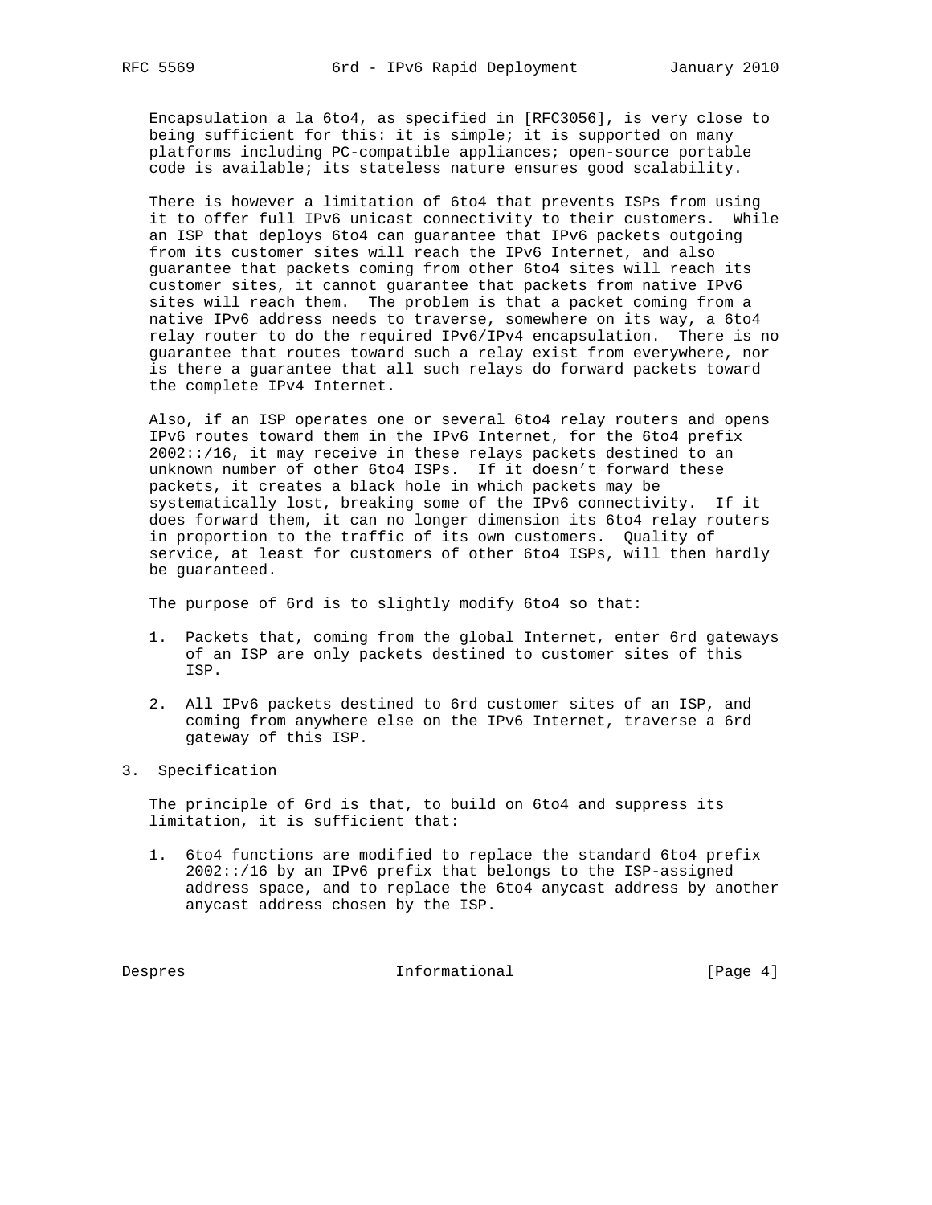Encapsulation a la 6to4, as specified in [RFC3056], is very close to being sufficient for this: it is simple; it is supported on many platforms including PC-compatible appliances; open-source portable code is available; its stateless nature ensures good scalability.

There is however a limitation of 6to4 that prevents ISPs from using it to offer full IPv6 unicast connectivity to their customers. While an ISP that deploys 6to4 can guarantee that IPv6 packets outgoing from its customer sites will reach the IPv6 Internet, and also guarantee that packets coming from other 6to4 sites will reach its customer sites, it cannot guarantee that packets from native IPv6 sites will reach them. The problem is that a packet coming from a native IPv6 address needs to traverse, somewhere on its way, a 6to4 relay router to do the required IPv6/IPv4 encapsulation. There is no guarantee that routes toward such a relay exist from everywhere, nor is there a guarantee that all such relays do forward packets toward the complete IPv4 Internet.

Also, if an ISP operates one or several 6to4 relay routers and opens IPv6 routes toward them in the IPv6 Internet, for the 6to4 prefix 2002::/16, it may receive in these relays packets destined to an unknown number of other 6to4 ISPs. If it doesn't forward these packets, it creates a black hole in which packets may be systematically lost, breaking some of the IPv6 connectivity. If it does forward them, it can no longer dimension its 6to4 relay routers in proportion to the traffic of its own customers. Quality of service, at least for customers of other 6to4 ISPs, will then hardly be guaranteed.

The purpose of 6rd is to slightly modify 6to4 so that:

1. Packets that, coming from the global Internet, enter 6rd gateways of an ISP are only packets destined to customer sites of this ISP.

2. All IPv6 packets destined to 6rd customer sites of an ISP, and coming from anywhere else on the IPv6 Internet, traverse a 6rd gateway of this ISP.

## 3. Specification

The principle of 6rd is that, to build on 6to4 and suppress its limitation, it is sufficient that:

1. 6to4 functions are modified to replace the standard 6to4 prefix 2002::/16 by an IPv6 prefix that belongs to the ISP-assigned address space, and to replace the 6to4 anycast address by another anycast address chosen by the ISP.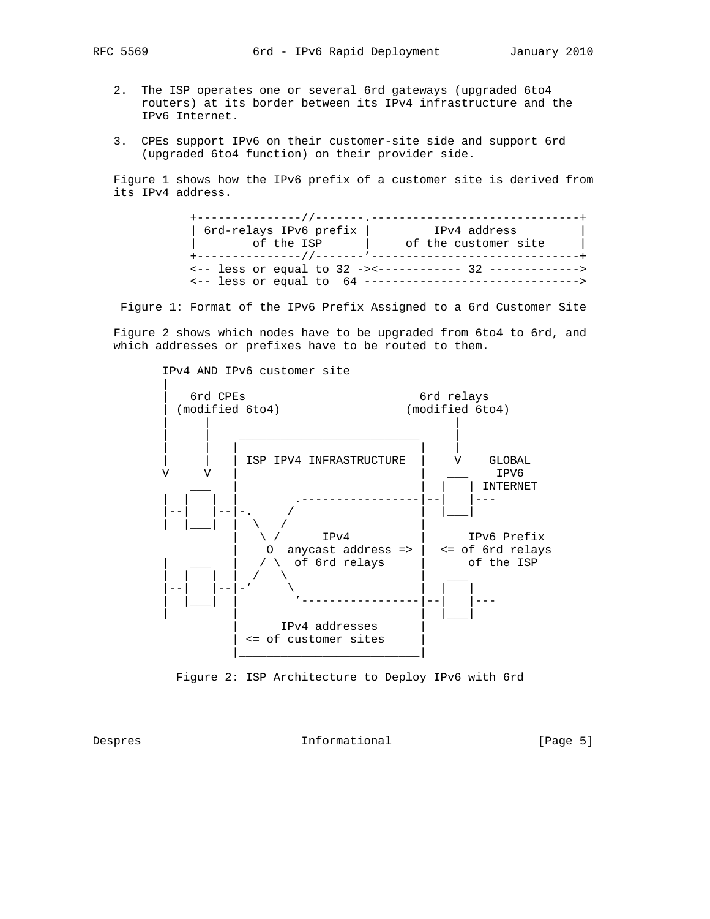2. The ISP operates one or several 6rd gateways (upgraded 6to4 routers) at its border between its IPv4 infrastructure and the IPv6 Internet.

3. CPEs support IPv6 on their customer-site side and support 6rd (upgraded 6to4 function) on their provider side.

Figure 1 shows how the IPv6 prefix of a customer site is derived from its IPv4 address.

```
+---------------//-------.------------------------------+
| 6rd-relays IPv6 prefix |         IPv4 address         |
|       of the ISP       |     of the customer site     |
+---------------//-------'------------------------------+
<-- less or equal to 32 -><------------ 32 ------------->
<-- less or equal to  64 ------------------------------->
```

Figure 1: Format of the IPv6 Prefix Assigned to a 6rd Customer Site

Figure 2 shows which nodes have to be upgraded from 6to4 to 6rd, and which addresses or prefixes have to be routed to them.

```
IPv4 AND IPv6 customer site
|
|   6rd CPEs                         6rd relays
| (modified 6to4)                 (modified 6to4)
|     |                                 |
|     |    _________________________    |
|     |   |                         |   |
|     |   | ISP IPV4 INFRASTRUCTURE |   V    GLOBAL
V     V   |                         |  ___    IPV6
   ___    |                         | |   | INTERNET
|  |   |  |        .-----------------|--|   |---
|--|   |--|-.     /                 | |___|
|  |___|  |  \   /                  |
          |   \ /      IPv4         |      IPv6 Prefix
          |    O  anycast address => |  <= of 6rd relays
|   ___   |   / \  of 6rd relays    |      of the ISP
|  |   |  |  /   \                  |  ___
|--|   |--|-'     \                 | |   |
|  |___|  |        '-----------------|--|   |---
|         |                         | |___|
          |      IPv4 addresses     |
          | <= of customer sites    |
          |_________________________|
```

Figure 2: ISP Architecture to Deploy IPv6 with 6rd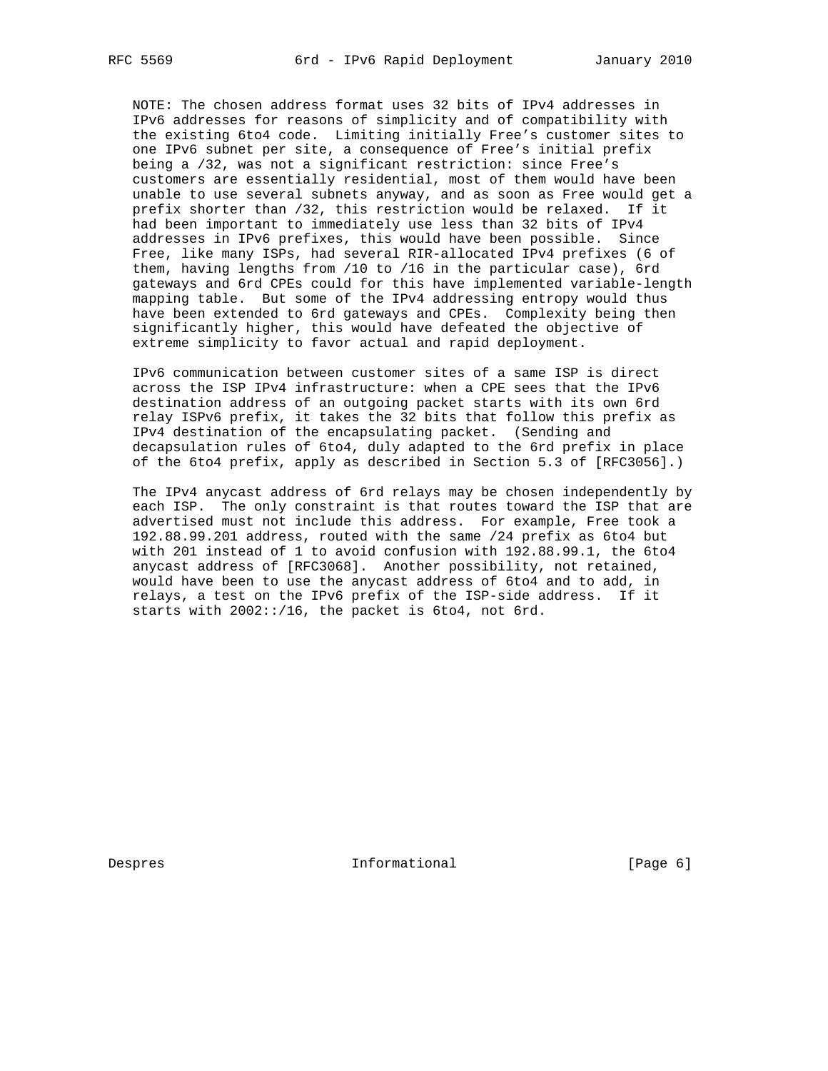NOTE: The chosen address format uses 32 bits of IPv4 addresses in IPv6 addresses for reasons of simplicity and of compatibility with the existing 6to4 code. Limiting initially Free’s customer sites to one IPv6 subnet per site, a consequence of Free’s initial prefix being a /32, was not a significant restriction: since Free’s customers are essentially residential, most of them would have been unable to use several subnets anyway, and as soon as Free would get a prefix shorter than /32, this restriction would be relaxed. If it had been important to immediately use less than 32 bits of IPv4 addresses in IPv6 prefixes, this would have been possible. Since Free, like many ISPs, had several RIR-allocated IPv4 prefixes (6 of them, having lengths from /10 to /16 in the particular case), 6rd gateways and 6rd CPEs could for this have implemented variable-length mapping table. But some of the IPv4 addressing entropy would thus have been extended to 6rd gateways and CPEs. Complexity being then significantly higher, this would have defeated the objective of extreme simplicity to favor actual and rapid deployment.

IPv6 communication between customer sites of a same ISP is direct across the ISP IPv4 infrastructure: when a CPE sees that the IPv6 destination address of an outgoing packet starts with its own 6rd relay ISPv6 prefix, it takes the 32 bits that follow this prefix as IPv4 destination of the encapsulating packet. (Sending and decapsulation rules of 6to4, duly adapted to the 6rd prefix in place of the 6to4 prefix, apply as described in Section 5.3 of [RFC3056].)

The IPv4 anycast address of 6rd relays may be chosen independently by each ISP. The only constraint is that routes toward the ISP that are advertised must not include this address. For example, Free took a 192.88.99.201 address, routed with the same /24 prefix as 6to4 but with 201 instead of 1 to avoid confusion with 192.88.99.1, the 6to4 anycast address of [RFC3068]. Another possibility, not retained, would have been to use the anycast address of 6to4 and to add, in relays, a test on the IPv6 prefix of the ISP-side address. If it starts with 2002::/16, the packet is 6to4, not 6rd.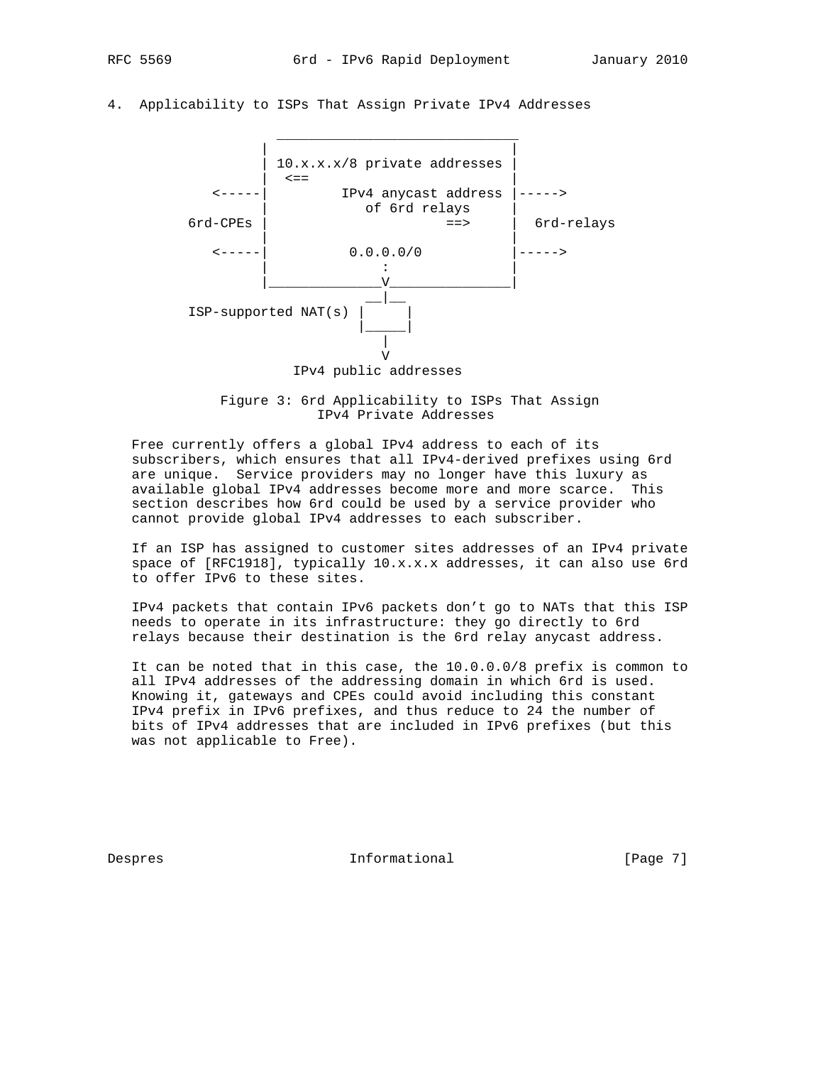## 4. Applicability to ISPs That Assign Private IPv4 Addresses

```
                  ______________________________
                 |                              |
                 | 10.x.x.x/8 private addresses |
                 |  <==                         |
          <-----|         IPv4 anycast address |----->
                 |            of 6rd relays     |
       6rd-CPEs |                      ==>      |  6rd-relays
                 |                              |
          <-----|          0.0.0.0/0           |----->
                 |               :              |
                 |______________V_______________|
                              __|__
        ISP-supported NAT(s) |     |
                             |_____|
                                |
                                V
                      IPv4 public addresses
```

Figure 3: 6rd Applicability to ISPs That Assign IPv4 Private Addresses

Free currently offers a global IPv4 address to each of its subscribers, which ensures that all IPv4-derived prefixes using 6rd are unique. Service providers may no longer have this luxury as available global IPv4 addresses become more and more scarce. This section describes how 6rd could be used by a service provider who cannot provide global IPv4 addresses to each subscriber.

If an ISP has assigned to customer sites addresses of an IPv4 private space of [RFC1918], typically 10.x.x.x addresses, it can also use 6rd to offer IPv6 to these sites.

IPv4 packets that contain IPv6 packets don't go to NATs that this ISP needs to operate in its infrastructure: they go directly to 6rd relays because their destination is the 6rd relay anycast address.

It can be noted that in this case, the 10.0.0.0/8 prefix is common to all IPv4 addresses of the addressing domain in which 6rd is used. Knowing it, gateways and CPEs could avoid including this constant IPv4 prefix in IPv6 prefixes, and thus reduce to 24 the number of bits of IPv4 addresses that are included in IPv6 prefixes (but this was not applicable to Free).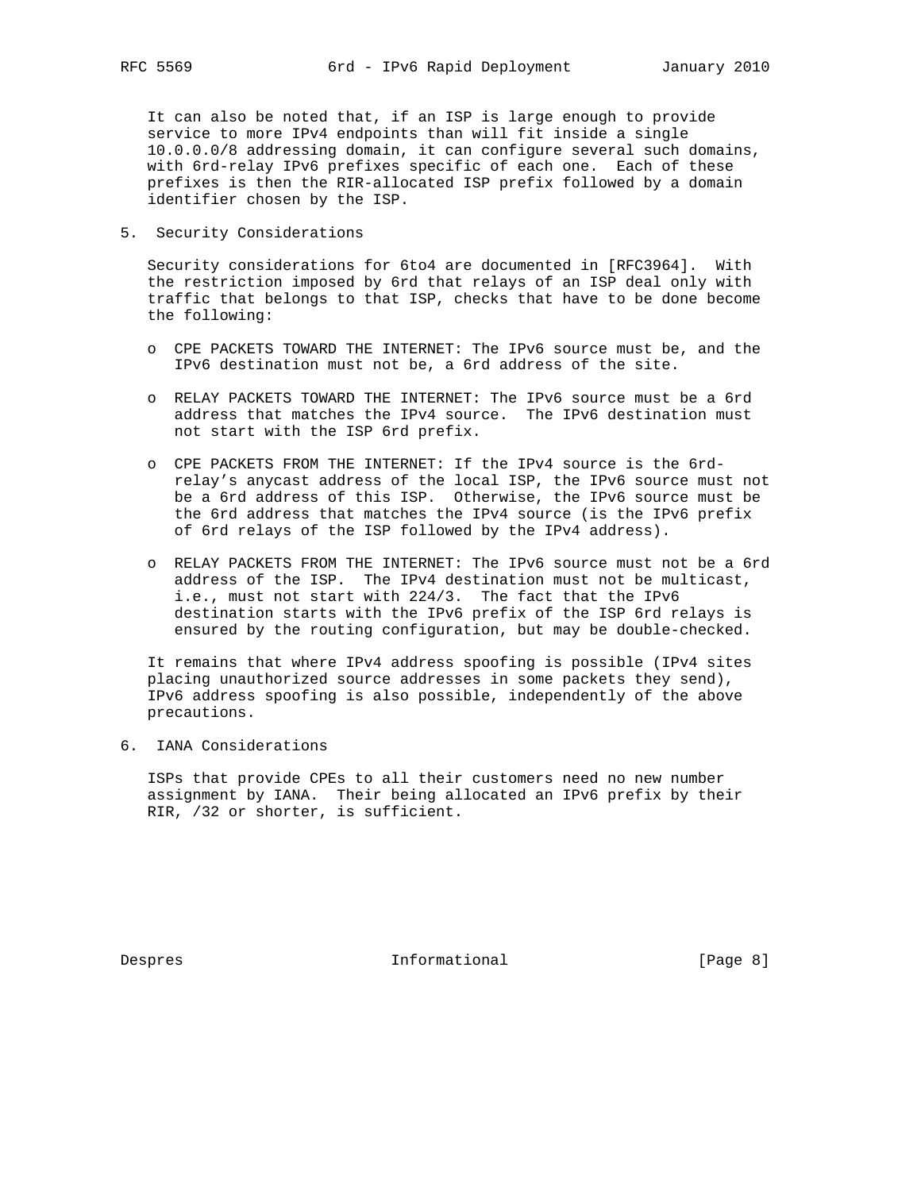It can also be noted that, if an ISP is large enough to provide service to more IPv4 endpoints than will fit inside a single 10.0.0.0/8 addressing domain, it can configure several such domains, with 6rd-relay IPv6 prefixes specific of each one. Each of these prefixes is then the RIR-allocated ISP prefix followed by a domain identifier chosen by the ISP.

## 5. Security Considerations

Security considerations for 6to4 are documented in [RFC3964]. With the restriction imposed by 6rd that relays of an ISP deal only with traffic that belongs to that ISP, checks that have to be done become the following:

- CPE PACKETS TOWARD THE INTERNET: The IPv6 source must be, and the IPv6 destination must not be, a 6rd address of the site.
- RELAY PACKETS TOWARD THE INTERNET: The IPv6 source must be a 6rd address that matches the IPv4 source. The IPv6 destination must not start with the ISP 6rd prefix.
- CPE PACKETS FROM THE INTERNET: If the IPv4 source is the 6rd-relay's anycast address of the local ISP, the IPv6 source must not be a 6rd address of this ISP. Otherwise, the IPv6 source must be the 6rd address that matches the IPv4 source (is the IPv6 prefix of 6rd relays of the ISP followed by the IPv4 address).
- RELAY PACKETS FROM THE INTERNET: The IPv6 source must not be a 6rd address of the ISP. The IPv4 destination must not be multicast, i.e., must not start with 224/3. The fact that the IPv6 destination starts with the IPv6 prefix of the ISP 6rd relays is ensured by the routing configuration, but may be double-checked.

It remains that where IPv4 address spoofing is possible (IPv4 sites placing unauthorized source addresses in some packets they send), IPv6 address spoofing is also possible, independently of the above precautions.

## 6. IANA Considerations

ISPs that provide CPEs to all their customers need no new number assignment by IANA. Their being allocated an IPv6 prefix by their RIR, /32 or shorter, is sufficient.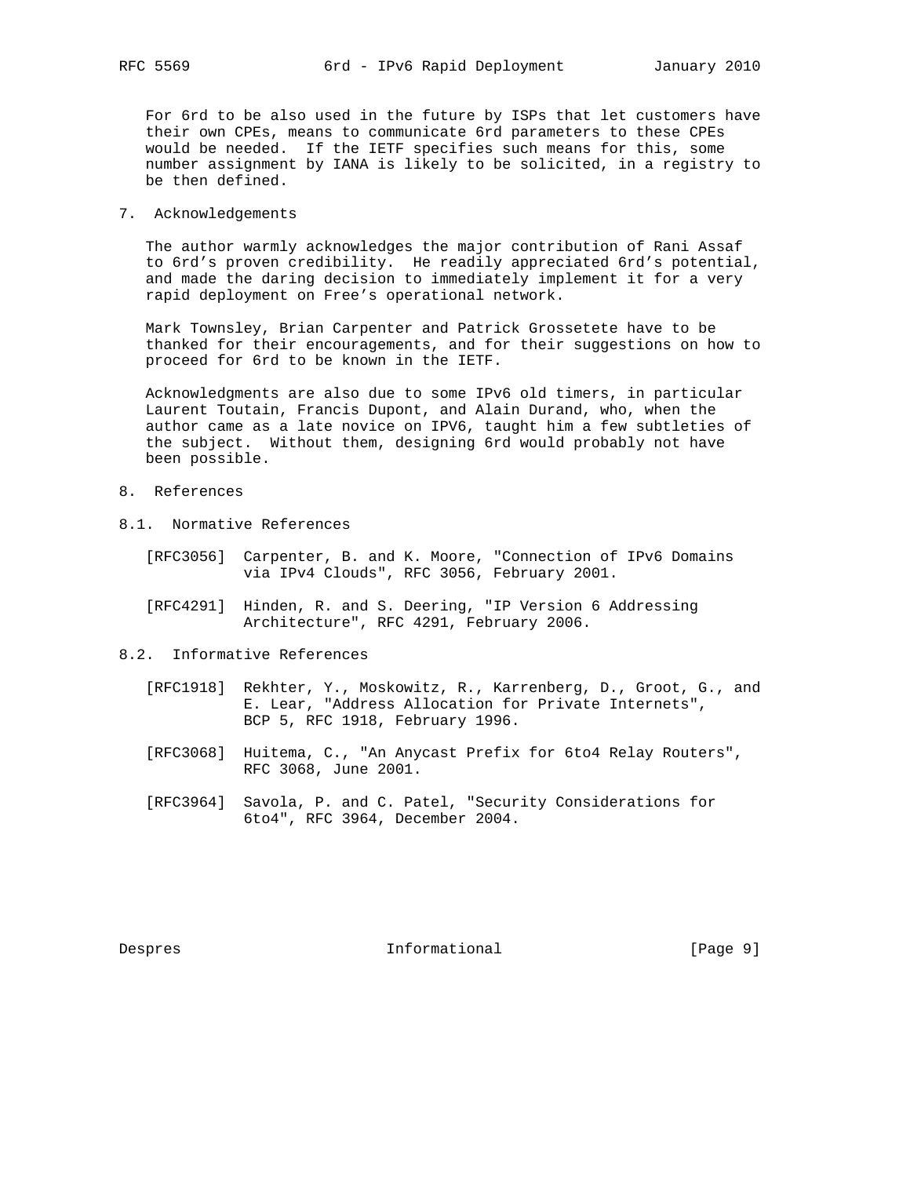For 6rd to be also used in the future by ISPs that let customers have their own CPEs, means to communicate 6rd parameters to these CPEs would be needed. If the IETF specifies such means for this, some number assignment by IANA is likely to be solicited, in a registry to be then defined.

## 7. Acknowledgements

The author warmly acknowledges the major contribution of Rani Assaf to 6rd's proven credibility. He readily appreciated 6rd's potential, and made the daring decision to immediately implement it for a very rapid deployment on Free's operational network.

Mark Townsley, Brian Carpenter and Patrick Grossetete have to be thanked for their encouragements, and for their suggestions on how to proceed for 6rd to be known in the IETF.

Acknowledgments are also due to some IPv6 old timers, in particular Laurent Toutain, Francis Dupont, and Alain Durand, who, when the author came as a late novice on IPV6, taught him a few subtleties of the subject. Without them, designing 6rd would probably not have been possible.

## 8. References

### 8.1. Normative References

[RFC3056] Carpenter, B. and K. Moore, "Connection of IPv6 Domains via IPv4 Clouds", RFC 3056, February 2001.

[RFC4291] Hinden, R. and S. Deering, "IP Version 6 Addressing Architecture", RFC 4291, February 2006.

### 8.2. Informative References

[RFC1918] Rekhter, Y., Moskowitz, R., Karrenberg, D., Groot, G., and E. Lear, "Address Allocation for Private Internets", BCP 5, RFC 1918, February 1996.

[RFC3068] Huitema, C., "An Anycast Prefix for 6to4 Relay Routers", RFC 3068, June 2001.

[RFC3964] Savola, P. and C. Patel, "Security Considerations for 6to4", RFC 3964, December 2004.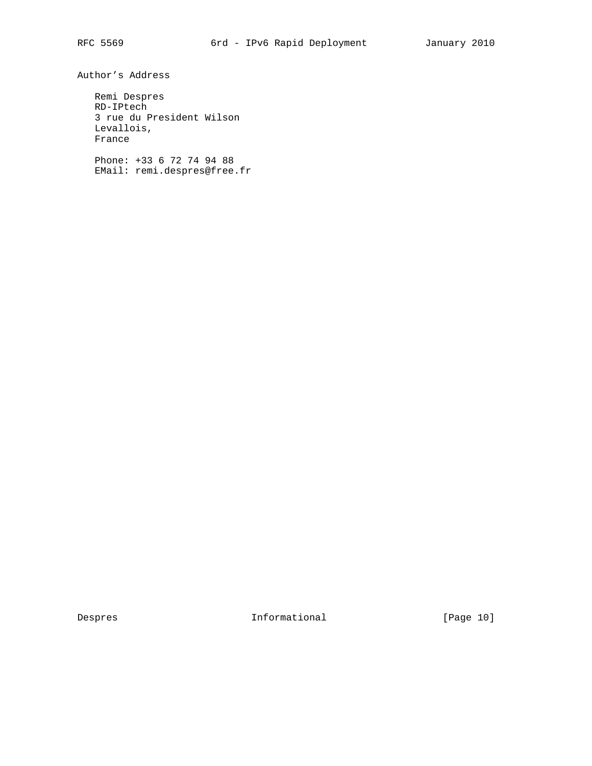## Author's Address

Remi Despres
RD-IPtech
3 rue du President Wilson
Levallois,
France

Phone: +33 6 72 74 94 88
EMail: remi.despres@free.fr